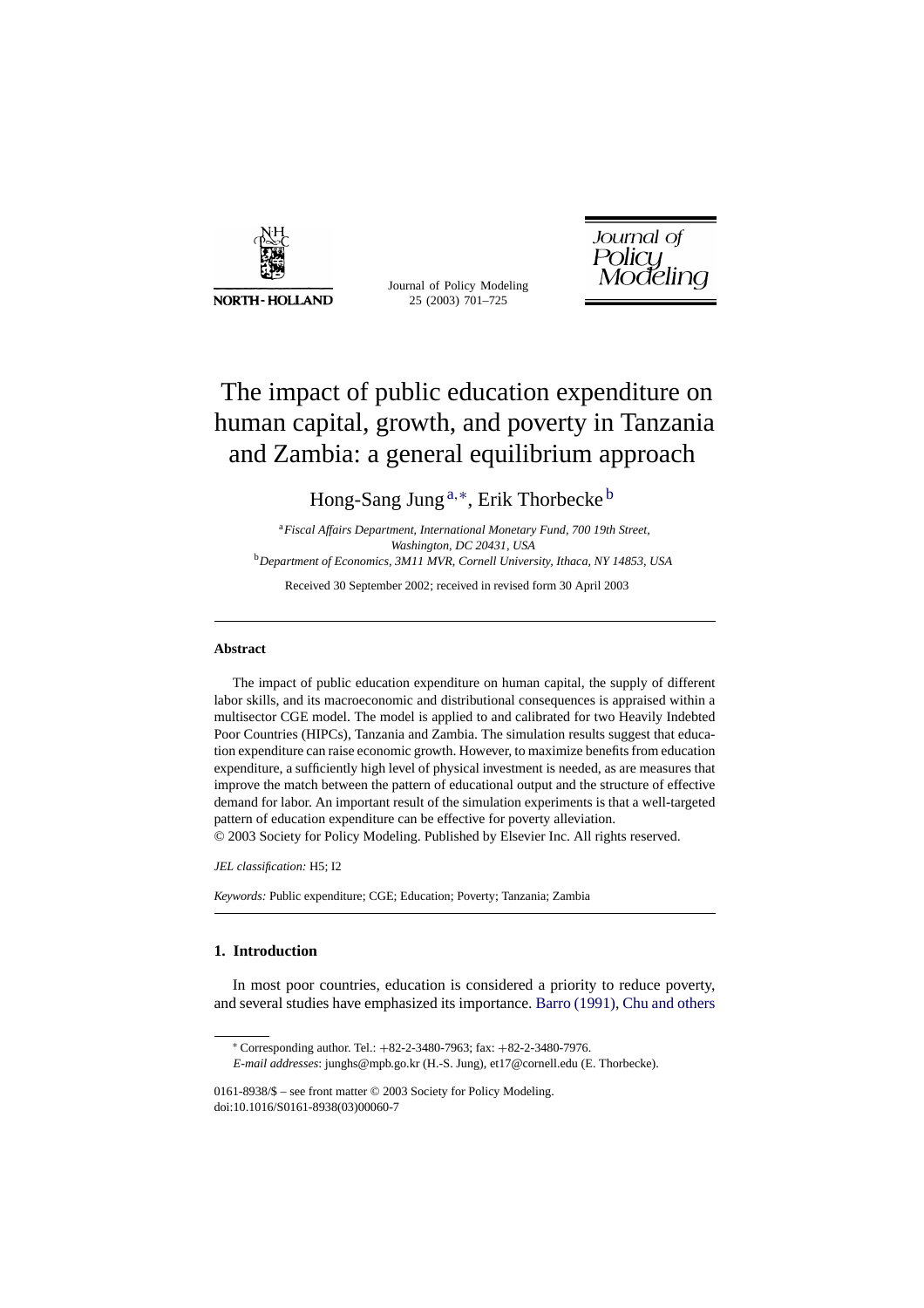# The impact of public education expenditure on human capital, growth, and poverty in Tanzania and Zambia: a general equilibrium approach

Hong-Sang Jung [a,*], Erik Thorbecke [b]

[a] *Fiscal Affairs Department, International Monetary Fund, 700 19th Street, Washington, DC 20431, USA*

[b] *Department of Economics, 3M11 MVR, Cornell University, Ithaca, NY 14853, USA*

Received 30 September 2002; received in revised form 30 April 2003

---

**Abstract**

The impact of public education expenditure on human capital, the supply of different labor skills, and its macroeconomic and distributional consequences is appraised within a multisector CGE model. The model is applied to and calibrated for two Heavily Indebted Poor Countries (HIPCs), Tanzania and Zambia. The simulation results suggest that education expenditure can raise economic growth. However, to maximize benefits from education expenditure, a sufficiently high level of physical investment is needed, as are measures that improve the match between the pattern of educational output and the structure of effective demand for labor. An important result of the simulation experiments is that a well-targeted pattern of education expenditure can be effective for poverty alleviation.

© 2003 Society for Policy Modeling. Published by Elsevier Inc. All rights reserved.

*JEL classification:* H5; I2

*Keywords:* Public expenditure; CGE; Education; Poverty; Tanzania; Zambia

---

## 1. Introduction

In most poor countries, education is considered a priority to reduce poverty, and several studies have emphasized its importance. Barro (1991), Chu and others

---

* Corresponding author. Tel.: +82-2-3480-7963; fax: +82-2-3480-7976.

*E-mail addresses*: junghs@mpb.go.kr (H.-S. Jung), et17@cornell.edu (E. Thorbecke).

0161-8938/$ – see front matter © 2003 Society for Policy Modeling. Published by Elsevier Inc. All rights reserved.

doi:10.1016/S0161-8938(03)00060-7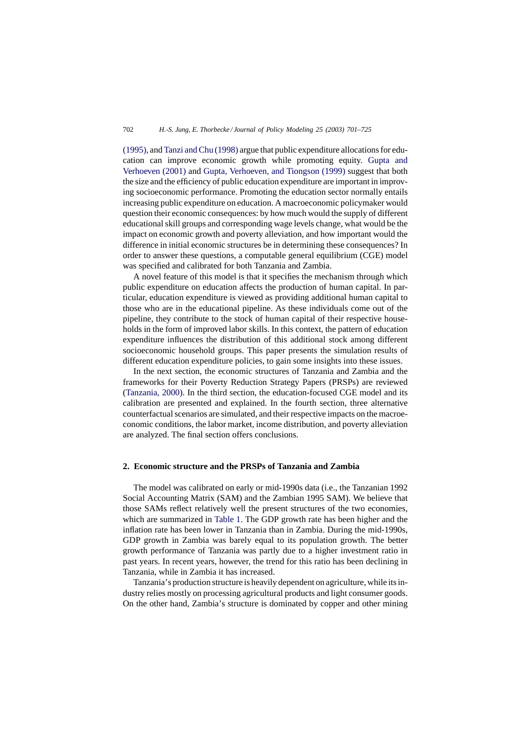(1995), and Tanzi and Chu (1998) argue that public expenditure allocations for education can improve economic growth while promoting equity. Gupta and Verhoeven (2001) and Gupta, Verhoeven, and Tiongson (1999) suggest that both the size and the efficiency of public education expenditure are important in improving socioeconomic performance. Promoting the education sector normally entails increasing public expenditure on education. A macroeconomic policymaker would question their economic consequences: by how much would the supply of different educational skill groups and corresponding wage levels change, what would be the impact on economic growth and poverty alleviation, and how important would the difference in initial economic structures be in determining these consequences? In order to answer these questions, a computable general equilibrium (CGE) model was specified and calibrated for both Tanzania and Zambia.

A novel feature of this model is that it specifies the mechanism through which public expenditure on education affects the production of human capital. In particular, education expenditure is viewed as providing additional human capital to those who are in the educational pipeline. As these individuals come out of the pipeline, they contribute to the stock of human capital of their respective households in the form of improved labor skills. In this context, the pattern of education expenditure influences the distribution of this additional stock among different socioeconomic household groups. This paper presents the simulation results of different education expenditure policies, to gain some insights into these issues.

In the next section, the economic structures of Tanzania and Zambia and the frameworks for their Poverty Reduction Strategy Papers (PRSPs) are reviewed (Tanzania, 2000). In the third section, the education-focused CGE model and its calibration are presented and explained. In the fourth section, three alternative counterfactual scenarios are simulated, and their respective impacts on the macroeconomic conditions, the labor market, income distribution, and poverty alleviation are analyzed. The final section offers conclusions.

## 2. Economic structure and the PRSPs of Tanzania and Zambia

The model was calibrated on early or mid-1990s data (i.e., the Tanzanian 1992 Social Accounting Matrix (SAM) and the Zambian 1995 SAM). We believe that those SAMs reflect relatively well the present structures of the two economies, which are summarized in Table 1. The GDP growth rate has been higher and the inflation rate has been lower in Tanzania than in Zambia. During the mid-1990s, GDP growth in Zambia was barely equal to its population growth. The better growth performance of Tanzania was partly due to a higher investment ratio in past years. In recent years, however, the trend for this ratio has been declining in Tanzania, while in Zambia it has increased.

Tanzania's production structure is heavily dependent on agriculture, while its industry relies mostly on processing agricultural products and light consumer goods. On the other hand, Zambia's structure is dominated by copper and other mining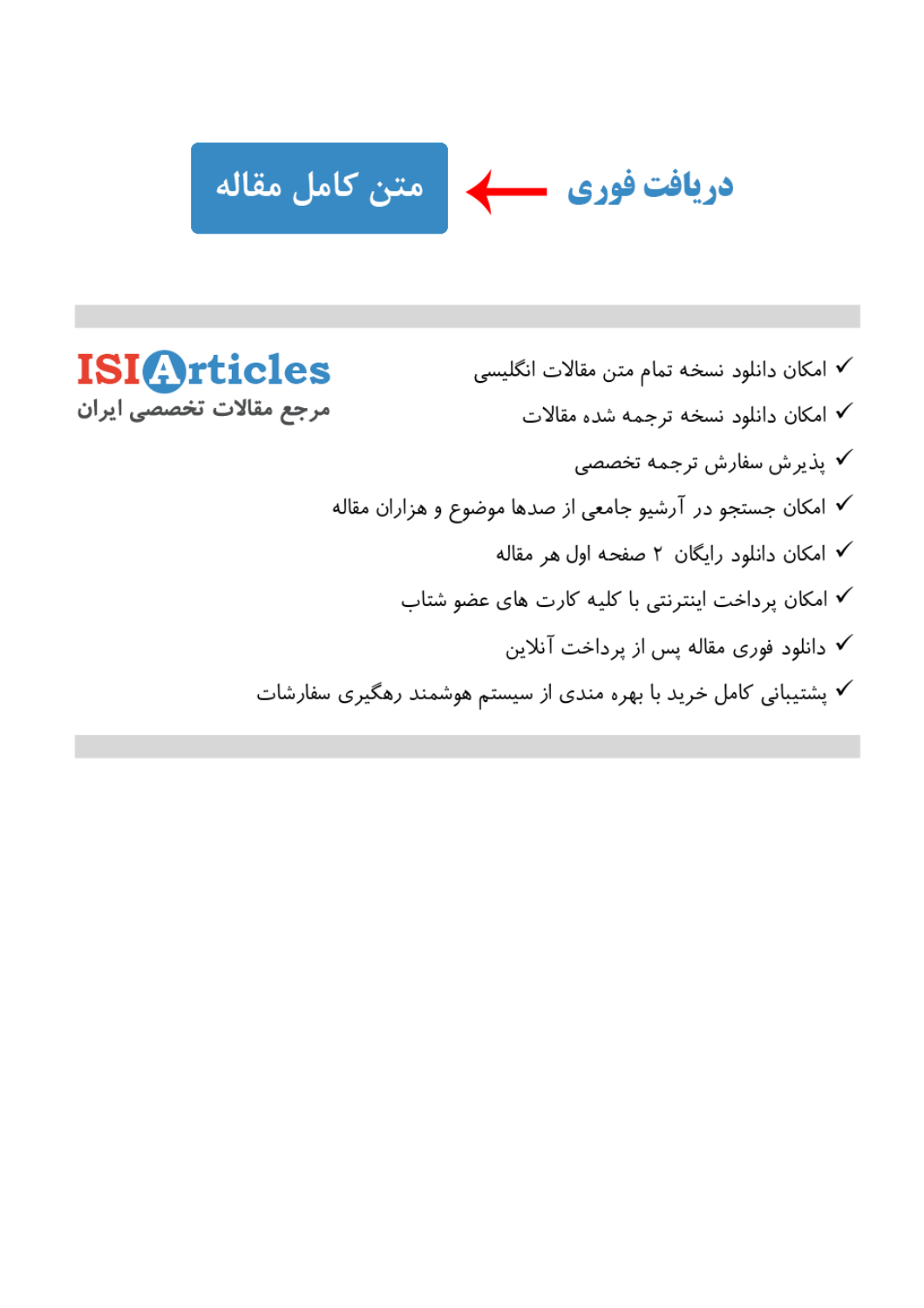دریافت فوری ← متن کامل مقاله

ISIArticles
مرجع مقالات تخصصی ایران

- ✓ امکان دانلود نسخه تمام متن مقالات انگلیسی
- ✓ امکان دانلود نسخه ترجمه شده مقالات
- ✓ پذیرش سفارش ترجمه تخصصی
- ✓ امکان جستجو در آرشیو جامعی از صدها موضوع و هزاران مقاله
- ✓ امکان دانلود رایگان ۲ صفحه اول هر مقاله
- ✓ امکان پرداخت اینترنتی با کلیه کارت های عضو شتاب
- ✓ دانلود فوری مقاله پس از پرداخت آنلاین
- ✓ پشتیبانی کامل خرید با بهره مندی از سیستم هوشمند رهگیری سفارشات